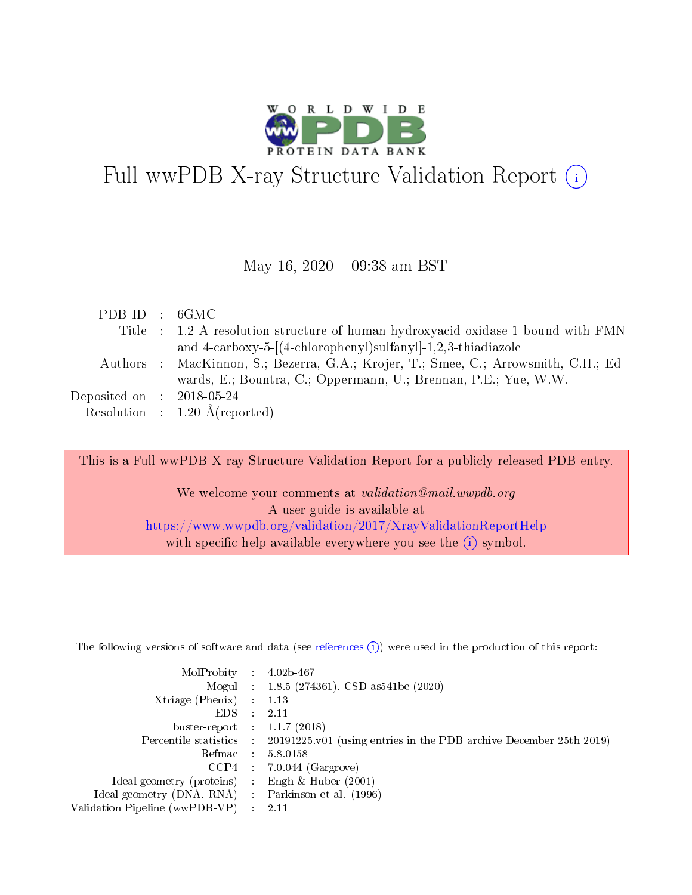# Full wwPDB X-ray Structure Validation Report

May 16, 2020 – 09:38 am BST

| | | |
|---|---|---|
| PDB ID | : | 6GMC |
| Title | : | 1.2 A resolution structure of human hydroxyacid oxidase 1 bound with FMN and 4-carboxy-5-[(4-chlorophenyl)sulfanyl]-1,2,3-thiadiazole |
| Authors | : | MacKinnon, S.; Bezerra, G.A.; Krojer, T.; Smee, C.; Arrowsmith, C.H.; Edwards, E.; Bountra, C.; Oppermann, U.; Brennan, P.E.; Yue, W.W. |
| Deposited on | : | 2018-05-24 |
| Resolution | : | 1.20 Å(reported) |

This is a Full wwPDB X-ray Structure Validation Report for a publicly released PDB entry.

We welcome your comments at *validation@mail.wwpdb.org*
A user guide is available at
https://www.wwpdb.org/validation/2017/XrayValidationReportHelp
with specific help available everywhere you see the (i) symbol.

---

The following versions of software and data (see references (i)) were used in the production of this report:

| | | |
|---|---|---|
| MolProbity | : | 4.02b-467 |
| Mogul | : | 1.8.5 (274361), CSD as541be (2020) |
| Xtriage (Phenix) | : | 1.13 |
| EDS | : | 2.11 |
| buster-report | : | 1.1.7 (2018) |
| Percentile statistics | : | 20191225.v01 (using entries in the PDB archive December 25th 2019) |
| Refmac | : | 5.8.0158 |
| CCP4 | : | 7.0.044 (Gargrove) |
| Ideal geometry (proteins) | : | Engh & Huber (2001) |
| Ideal geometry (DNA, RNA) | : | Parkinson et al. (1996) |
| Validation Pipeline (wwPDB-VP) | : | 2.11 |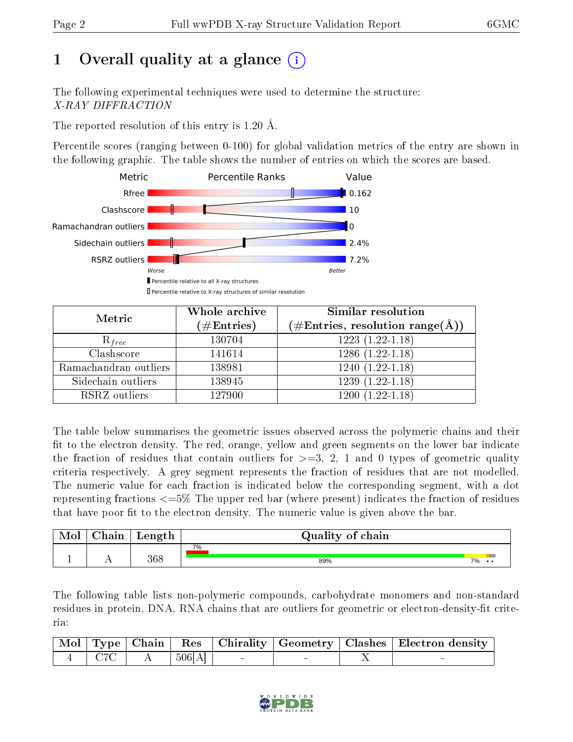# 1 Overall quality at a glance (i)

The following experimental techniques were used to determine the structure:
*X-RAY DIFFRACTION*

The reported resolution of this entry is 1.20 Å.

Percentile scores (ranging between 0-100) for global validation metrics of the entry are shown in the following graphic. The table shows the number of entries on which the scores are based.

| Metric | Value |
|---|---|
| Rfree | 0.162 |
| Clashscore | 10 |
| Ramachandran outliers | 0 |
| Sidechain outliers | 2.4% |
| RSRZ outliers | 7.2% |

Worse — Better

▮ Percentile relative to all X-ray structures
▯ Percentile relative to X-ray structures of similar resolution

| Metric | Whole archive (#Entries) | Similar resolution (#Entries, resolution range(Å)) |
|---|---|---|
| $R_{free}$ | 130704 | 1223 (1.22-1.18) |
| Clashscore | 141614 | 1286 (1.22-1.18) |
| Ramachandran outliers | 138981 | 1240 (1.22-1.18) |
| Sidechain outliers | 138945 | 1239 (1.22-1.18) |
| RSRZ outliers | 127900 | 1200 (1.22-1.18) |

The table below summarises the geometric issues observed across the polymeric chains and their fit to the electron density. The red, orange, yellow and green segments on the lower bar indicate the fraction of residues that contain outliers for >=3, 2, 1 and 0 types of geometric quality criteria respectively. A grey segment represents the fraction of residues that are not modelled. The numeric value for each fraction is indicated below the corresponding segment, with a dot representing fractions <=5% The upper red bar (where present) indicates the fraction of residues that have poor fit to the electron density. The numeric value is given above the bar.

| Mol | Chain | Length | Quality of chain |
|---|---|---|---|
| 1 | A | 368 | 7% (upper red bar); 89% green, 7% yellow, • •  |

The following table lists non-polymeric compounds, carbohydrate monomers and non-standard residues in protein, DNA, RNA chains that are outliers for geometric or electron-density-fit criteria:

| Mol | Type | Chain | Res | Chirality | Geometry | Clashes | Electron density |
|---|---|---|---|---|---|---|---|
| 4 | C7C | A | 506[A] | - | - | X | - |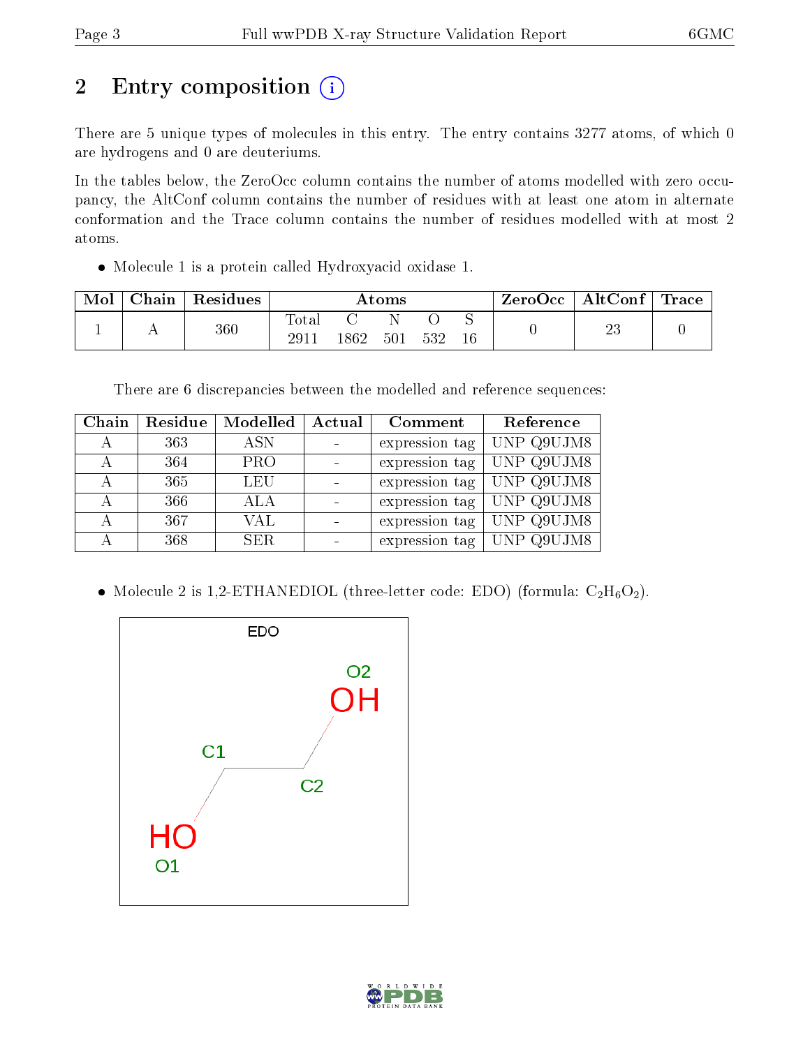# 2 Entry composition

There are 5 unique types of molecules in this entry. The entry contains 3277 atoms, of which 0 are hydrogens and 0 are deuteriums.

In the tables below, the ZeroOcc column contains the number of atoms modelled with zero occupancy, the AltConf column contains the number of residues with at least one atom in alternate conformation and the Trace column contains the number of residues modelled with at most 2 atoms.

- Molecule 1 is a protein called Hydroxyacid oxidase 1.

| Mol | Chain | Residues | Atoms | | | | | ZeroOcc | AltConf | Trace |
|---|---|---|---|---|---|---|---|---|---|---|
| | | | Total | C | N | O | S | | | |
| 1 | A | 360 | 2911 | 1862 | 501 | 532 | 16 | 0 | 23 | 0 |

There are 6 discrepancies between the modelled and reference sequences:

| Chain | Residue | Modelled | Actual | Comment | Reference |
|---|---|---|---|---|---|
| A | 363 | ASN | - | expression tag | UNP Q9UJM8 |
| A | 364 | PRO | - | expression tag | UNP Q9UJM8 |
| A | 365 | LEU | - | expression tag | UNP Q9UJM8 |
| A | 366 | ALA | - | expression tag | UNP Q9UJM8 |
| A | 367 | VAL | - | expression tag | UNP Q9UJM8 |
| A | 368 | SER | - | expression tag | UNP Q9UJM8 |

- Molecule 2 is 1,2-ETHANEDIOL (three-letter code: EDO) (formula: $C_2H_6O_2$).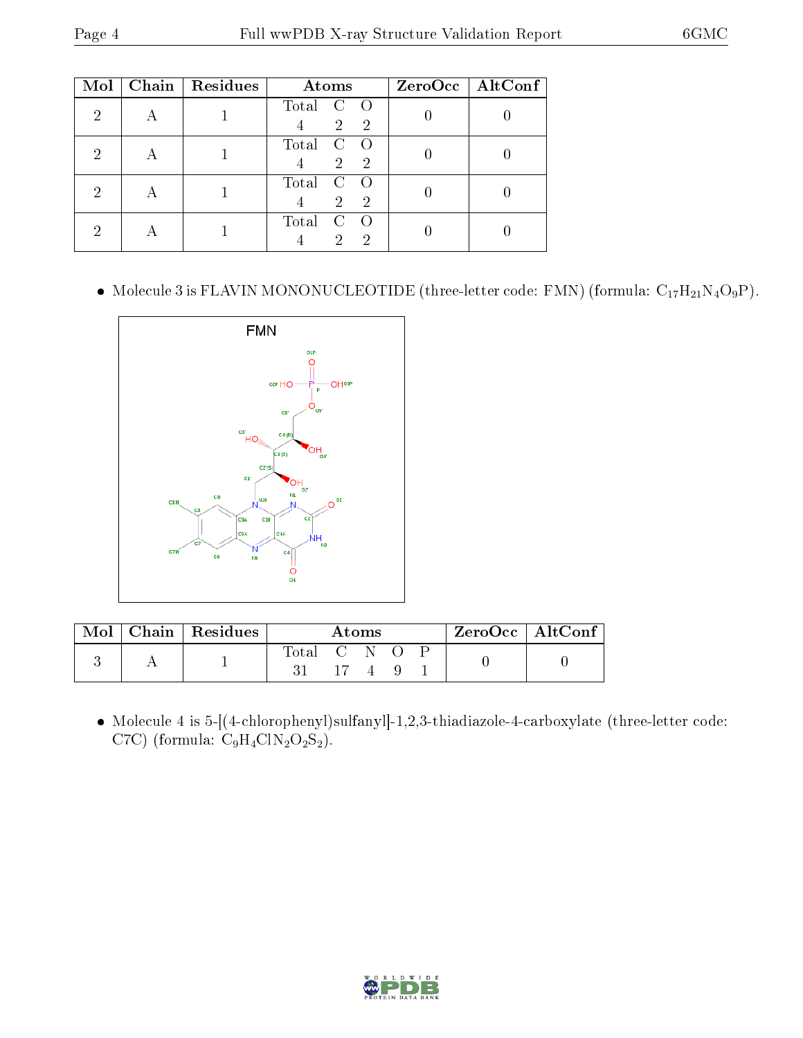| Mol | Chain | Residues | Atoms | | | ZeroOcc | AltConf |
|---|---|---|---|---|---|---|---|
| | | | Total | C | O | | |
| 2 | A | 1 | 4 | 2 | 2 | 0 | 0 |
| 2 | A | 1 | 4 | 2 | 2 | 0 | 0 |
| 2 | A | 1 | 4 | 2 | 2 | 0 | 0 |
| 2 | A | 1 | 4 | 2 | 2 | 0 | 0 |

- Molecule 3 is FLAVIN MONONUCLEOTIDE (three-letter code: FMN) (formula: $C_{17}H_{21}N_4O_9P$).

| Mol | Chain | Residues | Atoms | | | | | ZeroOcc | AltConf |
|---|---|---|---|---|---|---|---|---|---|
| | | | Total | C | N | O | P | | |
| 3 | A | 1 | 31 | 17 | 4 | 9 | 1 | 0 | 0 |

- Molecule 4 is 5-[(4-chlorophenyl)sulfanyl]-1,2,3-thiadiazole-4-carboxylate (three-letter code: C7C) (formula: $C_9H_4ClN_2O_2S_2$).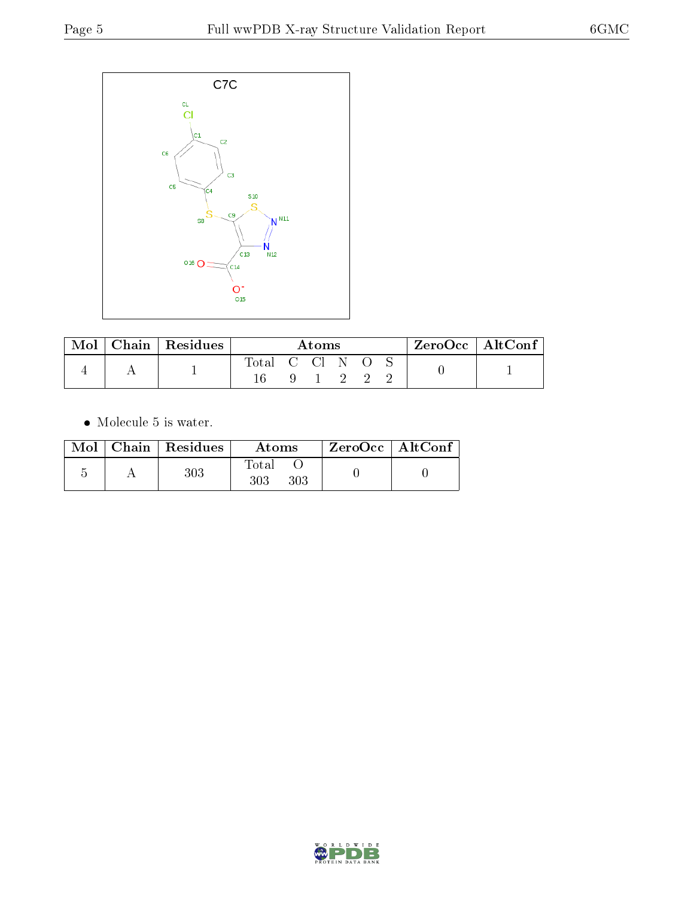C7C

| Mol | Chain | Residues | Atoms | | | | | | ZeroOcc | AltConf |
|---|---|---|---|---|---|---|---|---|---|---|
| | | | Total | C | Cl | N | O | S | | |
| 4 | A | 1 | 16 | 9 | 1 | 2 | 2 | 2 | 0 | 1 |

- Molecule 5 is water.

| Mol | Chain | Residues | Atoms | | ZeroOcc | AltConf |
|---|---|---|---|---|---|---|
| | | | Total | O | | |
| 5 | A | 303 | 303 | 303 | 0 | 0 |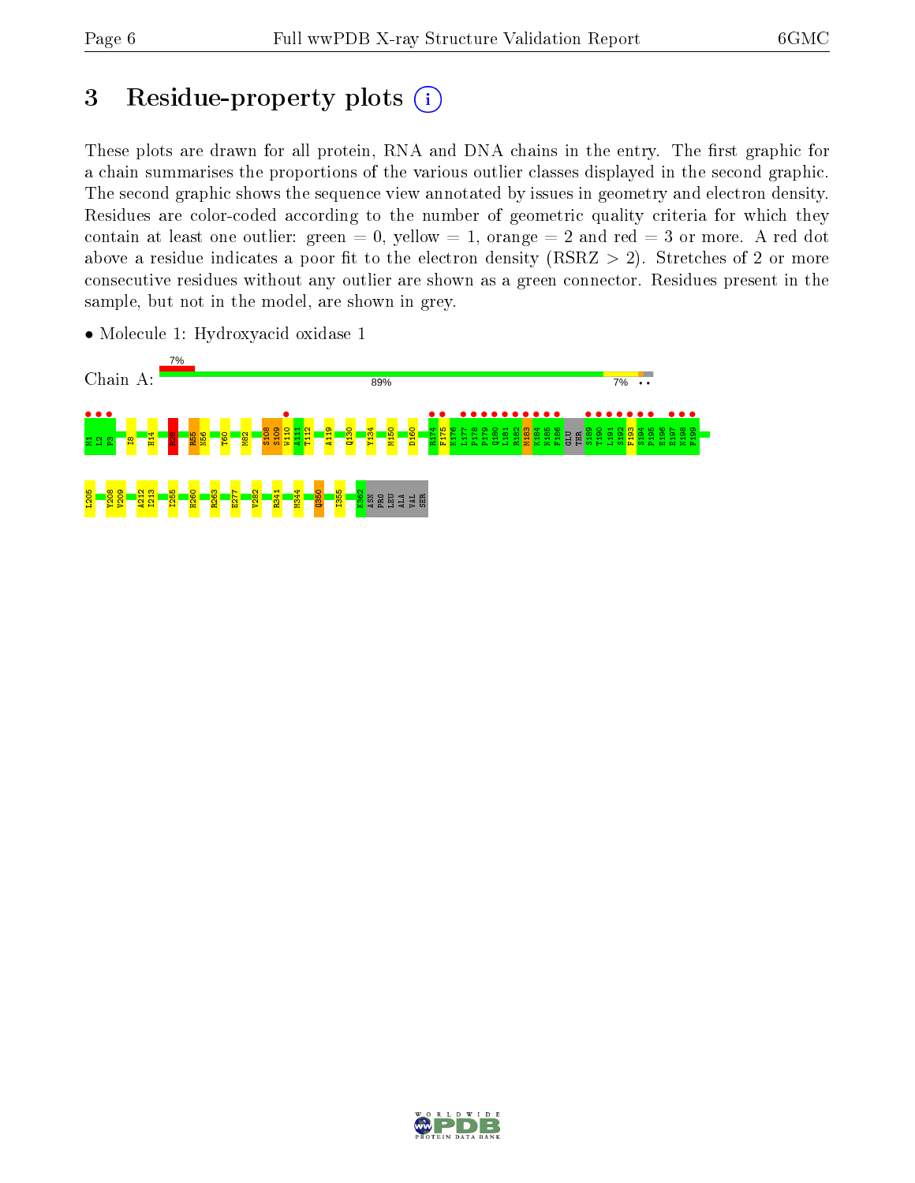# 3 Residue-property plots

These plots are drawn for all protein, RNA and DNA chains in the entry. The first graphic for a chain summarises the proportions of the various outlier classes displayed in the second graphic. The second graphic shows the sequence view annotated by issues in geometry and electron density. Residues are color-coded according to the number of geometric quality criteria for which they contain at least one outlier: green = 0, yellow = 1, orange = 2 and red = 3 or more. A red dot above a residue indicates a poor fit to the electron density (RSRZ > 2). Stretches of 2 or more consecutive residues without any outlier are shown as a green connector. Residues present in the sample, but not in the model, are shown in grey.

- Molecule 1: Hydroxyacid oxidase 1

Chain A: 7% | 89% | 7% • •

M1 L2 P3 I8 H14 R28 R55 N56 T60 M82 S108 S109 W110 A111 T112 A119 Q130 Y134 M150 D160 R174 F175 K176 L177 P178 P179 Q180 L181 R182 M183 K184 N185 F186 GLU THR S189 T190 L191 S192 F193 S194 P195 E196 E197 N198 F199

L205 Y208 V209 A212 I213 I255 H260 R263 E277 V282 R341 M344 Q350 I355 K362 ASN PRO LEU ALA VAL SER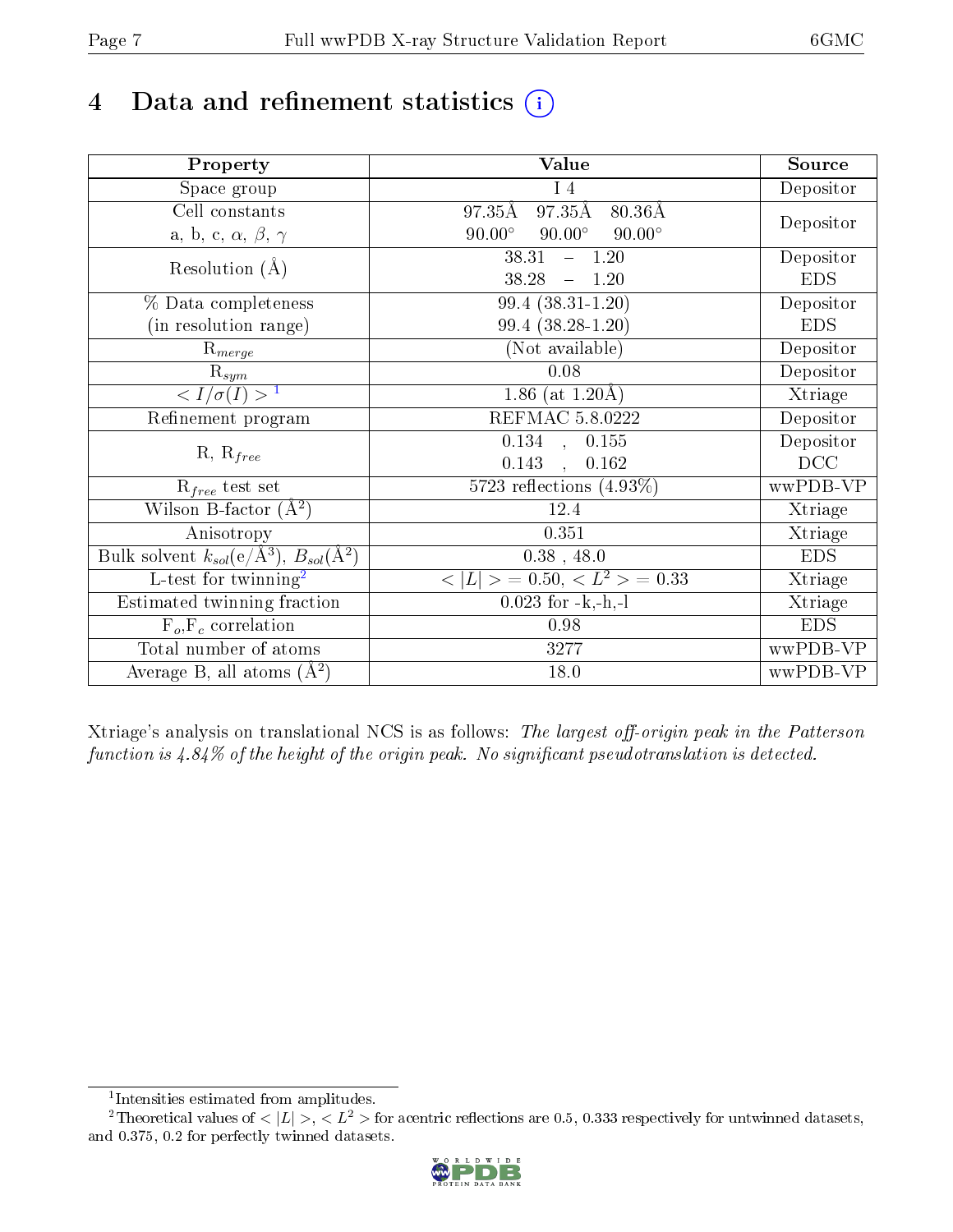# 4 Data and refinement statistics

| Property | Value | Source |
|---|---|---|
| Space group | I 4 | Depositor |
| Cell constants<br>a, b, c, $\alpha$, $\beta$, $\gamma$ | 97.35Å 97.35Å 80.36Å<br>90.00° 90.00° 90.00° | Depositor |
| Resolution (Å) | 38.31 – 1.20 | Depositor |
| | 38.28 – 1.20 | EDS |
| % Data completeness<br>(in resolution range) | 99.4 (38.31-1.20) | Depositor |
| | 99.4 (38.28-1.20) | EDS |
| $R_{merge}$ | (Not available) | Depositor |
| $R_{sym}$ | 0.08 | Depositor |
| $< I/\sigma(I) >$ [1] | 1.86 (at 1.20Å) | Xtriage |
| Refinement program | REFMAC 5.8.0222 | Depositor |
| R, $R_{free}$ | 0.134 , 0.155 | Depositor |
| | 0.143 , 0.162 | DCC |
| $R_{free}$ test set | 5723 reflections (4.93%) | wwPDB-VP |
| Wilson B-factor (Å$^2$) | 12.4 | Xtriage |
| Anisotropy | 0.351 | Xtriage |
| Bulk solvent $k_{sol}$(e/Å$^3$), $B_{sol}$(Å$^2$) | 0.38 , 48.0 | EDS |
| L-test for twinning[2] | $< \|L\| > = 0.50$, $< L^2 > = 0.33$ | Xtriage |
| Estimated twinning fraction | 0.023 for -k,-h,-l | Xtriage |
| $F_o,F_c$ correlation | 0.98 | EDS |
| Total number of atoms | 3277 | wwPDB-VP |
| Average B, all atoms (Å$^2$) | 18.0 | wwPDB-VP |

Xtriage's analysis on translational NCS is as follows: *The largest off-origin peak in the Patterson function is 4.84% of the height of the origin peak. No significant pseudotranslation is detected.*

[1] Intensities estimated from amplitudes.

[2] Theoretical values of $< |L| >$, $< L^2 >$ for acentric reflections are 0.5, 0.333 respectively for untwinned datasets, and 0.375, 0.2 for perfectly twinned datasets.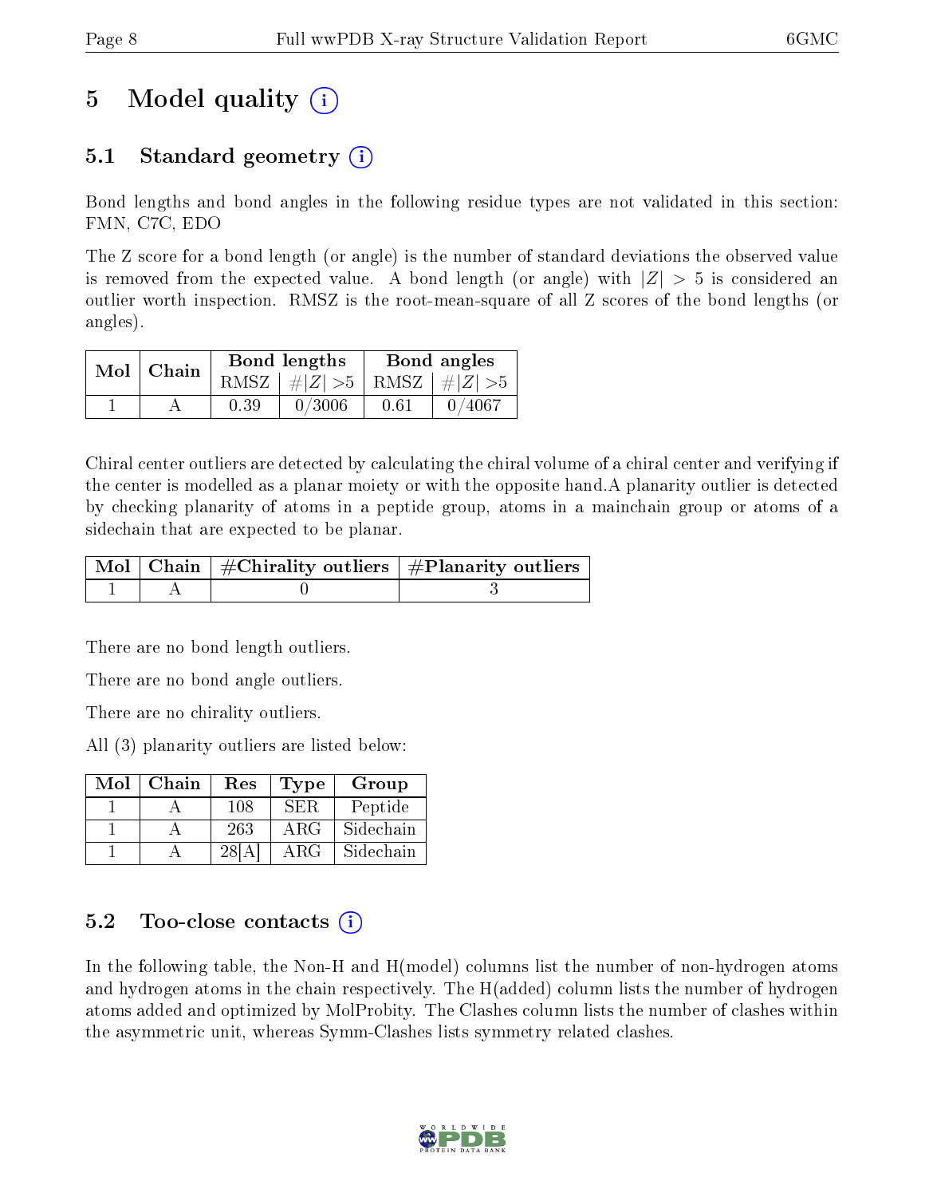# 5 Model quality (i)

## 5.1 Standard geometry (i)

Bond lengths and bond angles in the following residue types are not validated in this section: FMN, C7C, EDO

The Z score for a bond length (or angle) is the number of standard deviations the observed value is removed from the expected value. A bond length (or angle) with $|Z| > 5$ is considered an outlier worth inspection. RMSZ is the root-mean-square of all Z scores of the bond lengths (or angles).

| Mol | Chain | Bond lengths | | Bond angles | |
|---|---|---|---|---|---|
| | | RMSZ | $\#|Z|>5$ | RMSZ | $\#|Z|>5$ |
| 1 | A | 0.39 | 0/3006 | 0.61 | 0/4067 |

Chiral center outliers are detected by calculating the chiral volume of a chiral center and verifying if the center is modelled as a planar moiety or with the opposite hand.A planarity outlier is detected by checking planarity of atoms in a peptide group, atoms in a mainchain group or atoms of a sidechain that are expected to be planar.

| Mol | Chain | #Chirality outliers | #Planarity outliers |
|---|---|---|---|
| 1 | A | 0 | 3 |

There are no bond length outliers.

There are no bond angle outliers.

There are no chirality outliers.

All (3) planarity outliers are listed below:

| Mol | Chain | Res | Type | Group |
|---|---|---|---|---|
| 1 | A | 108 | SER | Peptide |
| 1 | A | 263 | ARG | Sidechain |
| 1 | A | 28[A] | ARG | Sidechain |

## 5.2 Too-close contacts (i)

In the following table, the Non-H and H(model) columns list the number of non-hydrogen atoms and hydrogen atoms in the chain respectively. The H(added) column lists the number of hydrogen atoms added and optimized by MolProbity. The Clashes column lists the number of clashes within the asymmetric unit, whereas Symm-Clashes lists symmetry related clashes.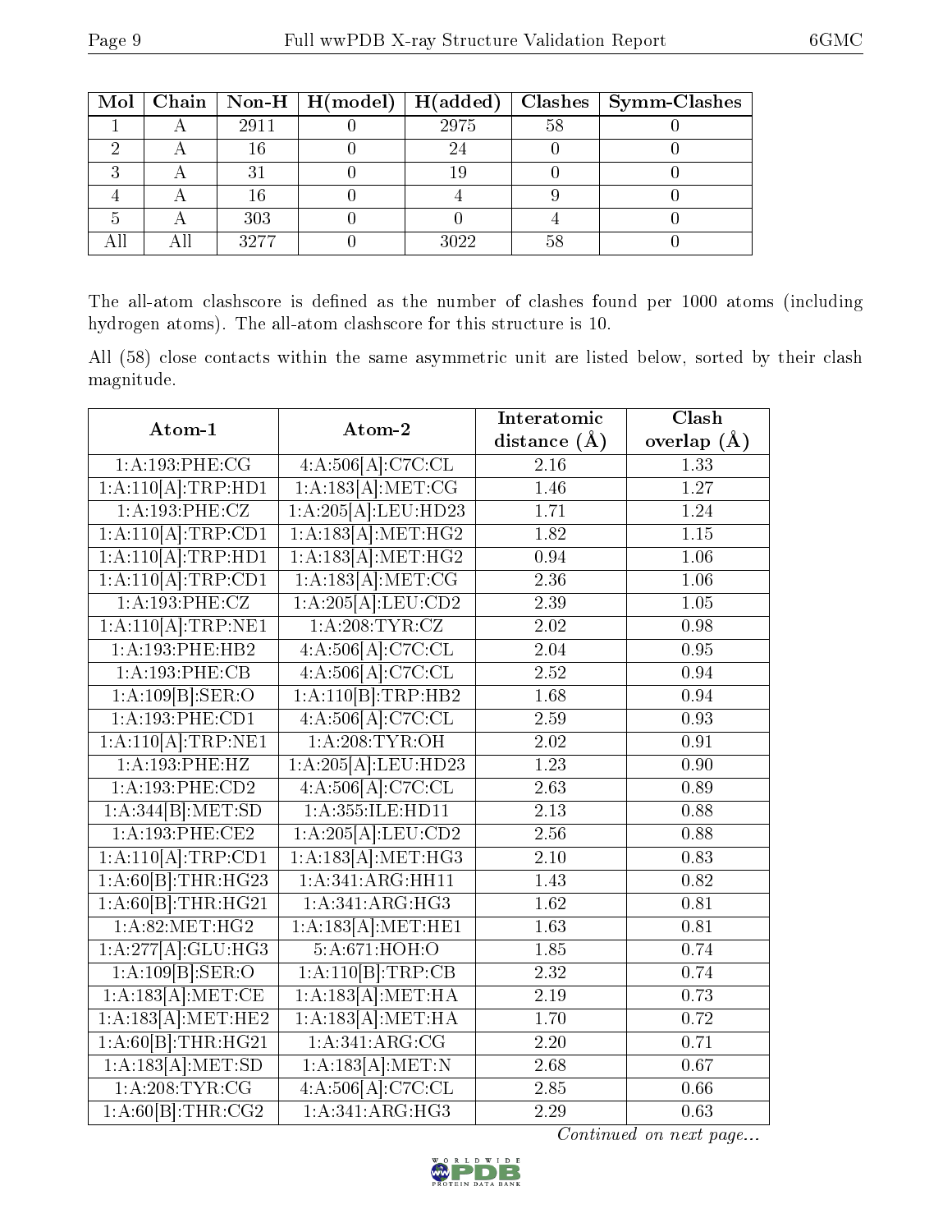| Mol | Chain | Non-H | H(model) | H(added) | Clashes | Symm-Clashes |
|---|---|---|---|---|---|---|
| 1 | A | 2911 | 0 | 2975 | 58 | 0 |
| 2 | A | 16 | 0 | 24 | 0 | 0 |
| 3 | A | 31 | 0 | 19 | 0 | 0 |
| 4 | A | 16 | 0 | 4 | 9 | 0 |
| 5 | A | 303 | 0 | 0 | 4 | 0 |
| All | All | 3277 | 0 | 3022 | 58 | 0 |

The all-atom clashscore is defined as the number of clashes found per 1000 atoms (including hydrogen atoms). The all-atom clashscore for this structure is 10.

All (58) close contacts within the same asymmetric unit are listed below, sorted by their clash magnitude.

| Atom-1 | Atom-2 | Interatomic distance (Å) | Clash overlap (Å) |
|---|---|---|---|
| 1:A:193:PHE:CG | 4:A:506[A]:C7C:CL | 2.16 | 1.33 |
| 1:A:110[A]:TRP:HD1 | 1:A:183[A]:MET:CG | 1.46 | 1.27 |
| 1:A:193:PHE:CZ | 1:A:205[A]:LEU:HD23 | 1.71 | 1.24 |
| 1:A:110[A]:TRP:CD1 | 1:A:183[A]:MET:HG2 | 1.82 | 1.15 |
| 1:A:110[A]:TRP:HD1 | 1:A:183[A]:MET:HG2 | 0.94 | 1.06 |
| 1:A:110[A]:TRP:CD1 | 1:A:183[A]:MET:CG | 2.36 | 1.06 |
| 1:A:193:PHE:CZ | 1:A:205[A]:LEU:CD2 | 2.39 | 1.05 |
| 1:A:110[A]:TRP:NE1 | 1:A:208:TYR:CZ | 2.02 | 0.98 |
| 1:A:193:PHE:HB2 | 4:A:506[A]:C7C:CL | 2.04 | 0.95 |
| 1:A:193:PHE:CB | 4:A:506[A]:C7C:CL | 2.52 | 0.94 |
| 1:A:109[B]:SER:O | 1:A:110[B]:TRP:HB2 | 1.68 | 0.94 |
| 1:A:193:PHE:CD1 | 4:A:506[A]:C7C:CL | 2.59 | 0.93 |
| 1:A:110[A]:TRP:NE1 | 1:A:208:TYR:OH | 2.02 | 0.91 |
| 1:A:193:PHE:HZ | 1:A:205[A]:LEU:HD23 | 1.23 | 0.90 |
| 1:A:193:PHE:CD2 | 4:A:506[A]:C7C:CL | 2.63 | 0.89 |
| 1:A:344[B]:MET:SD | 1:A:355:ILE:HD11 | 2.13 | 0.88 |
| 1:A:193:PHE:CE2 | 1:A:205[A]:LEU:CD2 | 2.56 | 0.88 |
| 1:A:110[A]:TRP:CD1 | 1:A:183[A]:MET:HG3 | 2.10 | 0.83 |
| 1:A:60[B]:THR:HG23 | 1:A:341:ARG:HH11 | 1.43 | 0.82 |
| 1:A:60[B]:THR:HG21 | 1:A:341:ARG:HG3 | 1.62 | 0.81 |
| 1:A:82:MET:HG2 | 1:A:183[A]:MET:HE1 | 1.63 | 0.81 |
| 1:A:277[A]:GLU:HG3 | 5:A:671:HOH:O | 1.85 | 0.74 |
| 1:A:109[B]:SER:O | 1:A:110[B]:TRP:CB | 2.32 | 0.74 |
| 1:A:183[A]:MET:CE | 1:A:183[A]:MET:HA | 2.19 | 0.73 |
| 1:A:183[A]:MET:HE2 | 1:A:183[A]:MET:HA | 1.70 | 0.72 |
| 1:A:60[B]:THR:HG21 | 1:A:341:ARG:CG | 2.20 | 0.71 |
| 1:A:183[A]:MET:SD | 1:A:183[A]:MET:N | 2.68 | 0.67 |
| 1:A:208:TYR:CG | 4:A:506[A]:C7C:CL | 2.85 | 0.66 |
| 1:A:60[B]:THR:CG2 | 1:A:341:ARG:HG3 | 2.29 | 0.63 |

*Continued on next page...*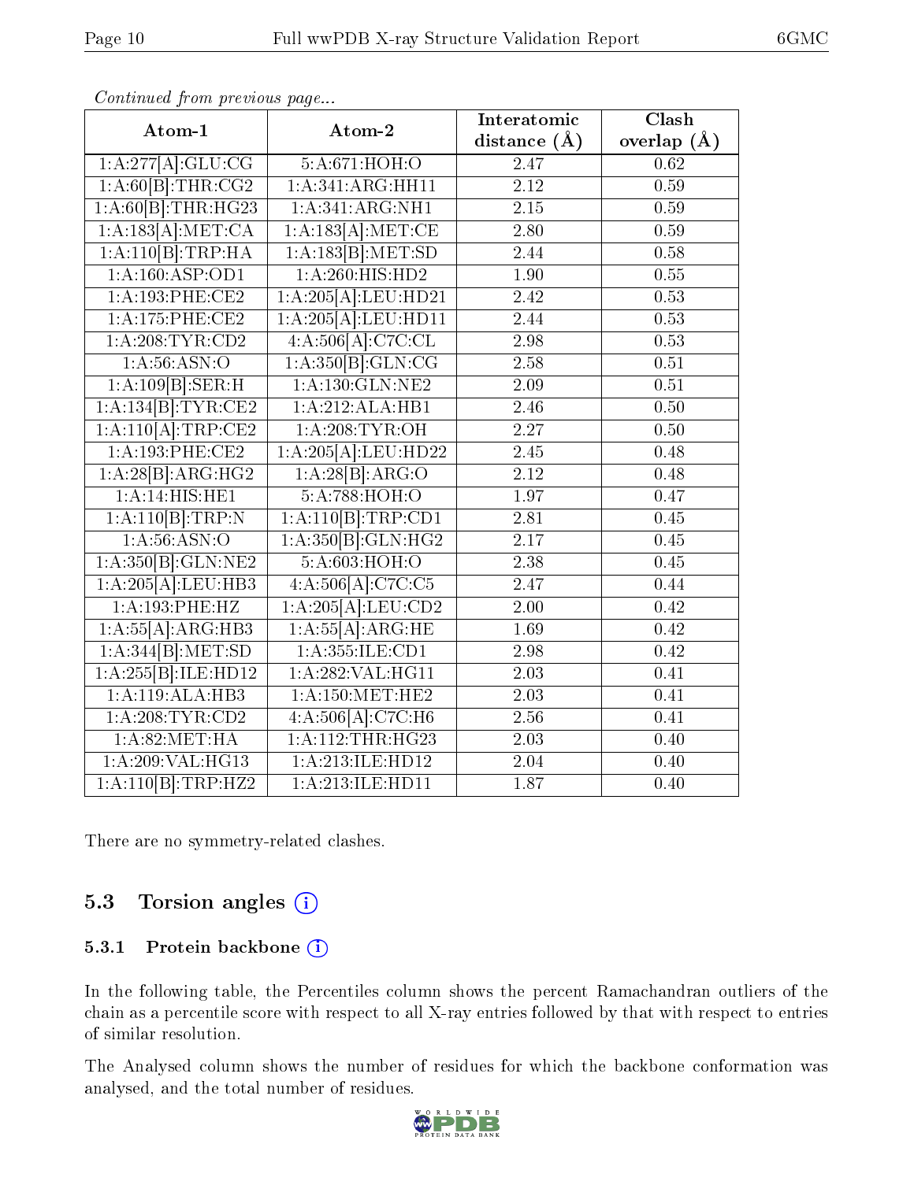*Continued from previous page...*

| Atom-1 | Atom-2 | Interatomic distance (Å) | Clash overlap (Å) |
|---|---|---|---|
| 1:A:277[A]:GLU:CG | 5:A:671:HOH:O | 2.47 | 0.62 |
| 1:A:60[B]:THR:CG2 | 1:A:341:ARG:HH11 | 2.12 | 0.59 |
| 1:A:60[B]:THR:HG23 | 1:A:341:ARG:NH1 | 2.15 | 0.59 |
| 1:A:183[A]:MET:CA | 1:A:183[A]:MET:CE | 2.80 | 0.59 |
| 1:A:110[B]:TRP:HA | 1:A:183[B]:MET:SD | 2.44 | 0.58 |
| 1:A:160:ASP:OD1 | 1:A:260:HIS:HD2 | 1.90 | 0.55 |
| 1:A:193:PHE:CE2 | 1:A:205[A]:LEU:HD21 | 2.42 | 0.53 |
| 1:A:175:PHE:CE2 | 1:A:205[A]:LEU:HD11 | 2.44 | 0.53 |
| 1:A:208:TYR:CD2 | 4:A:506[A]:C7C:CL | 2.98 | 0.53 |
| 1:A:56:ASN:O | 1:A:350[B]:GLN:CG | 2.58 | 0.51 |
| 1:A:109[B]:SER:H | 1:A:130:GLN:NE2 | 2.09 | 0.51 |
| 1:A:134[B]:TYR:CE2 | 1:A:212:ALA:HB1 | 2.46 | 0.50 |
| 1:A:110[A]:TRP:CE2 | 1:A:208:TYR:OH | 2.27 | 0.50 |
| 1:A:193:PHE:CE2 | 1:A:205[A]:LEU:HD22 | 2.45 | 0.48 |
| 1:A:28[B]:ARG:HG2 | 1:A:28[B]:ARG:O | 2.12 | 0.48 |
| 1:A:14:HIS:HE1 | 5:A:788:HOH:O | 1.97 | 0.47 |
| 1:A:110[B]:TRP:N | 1:A:110[B]:TRP:CD1 | 2.81 | 0.45 |
| 1:A:56:ASN:O | 1:A:350[B]:GLN:HG2 | 2.17 | 0.45 |
| 1:A:350[B]:GLN:NE2 | 5:A:603:HOH:O | 2.38 | 0.45 |
| 1:A:205[A]:LEU:HB3 | 4:A:506[A]:C7C:C5 | 2.47 | 0.44 |
| 1:A:193:PHE:HZ | 1:A:205[A]:LEU:CD2 | 2.00 | 0.42 |
| 1:A:55[A]:ARG:HB3 | 1:A:55[A]:ARG:HE | 1.69 | 0.42 |
| 1:A:344[B]:MET:SD | 1:A:355:ILE:CD1 | 2.98 | 0.42 |
| 1:A:255[B]:ILE:HD12 | 1:A:282:VAL:HG11 | 2.03 | 0.41 |
| 1:A:119:ALA:HB3 | 1:A:150:MET:HE2 | 2.03 | 0.41 |
| 1:A:208:TYR:CD2 | 4:A:506[A]:C7C:H6 | 2.56 | 0.41 |
| 1:A:82:MET:HA | 1:A:112:THR:HG23 | 2.03 | 0.40 |
| 1:A:209:VAL:HG13 | 1:A:213:ILE:HD12 | 2.04 | 0.40 |
| 1:A:110[B]:TRP:HZ2 | 1:A:213:ILE:HD11 | 1.87 | 0.40 |

There are no symmetry-related clashes.

## 5.3 Torsion angles

### 5.3.1 Protein backbone

In the following table, the Percentiles column shows the percent Ramachandran outliers of the chain as a percentile score with respect to all X-ray entries followed by that with respect to entries of similar resolution.

The Analysed column shows the number of residues for which the backbone conformation was analysed, and the total number of residues.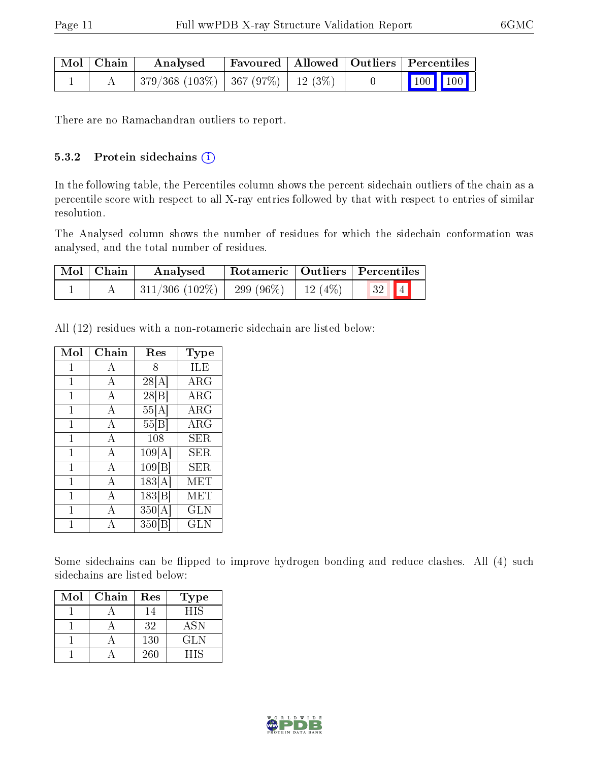| Mol | Chain | Analysed | Favoured | Allowed | Outliers | Percentiles | |
|---|---|---|---|---|---|---|---|
| 1 | A | 379/368 (103%) | 367 (97%) | 12 (3%) | 0 | 100 | 100 |

There are no Ramachandran outliers to report.

#### 5.3.2 Protein sidechains

In the following table, the Percentiles column shows the percent sidechain outliers of the chain as a percentile score with respect to all X-ray entries followed by that with respect to entries of similar resolution.

The Analysed column shows the number of residues for which the sidechain conformation was analysed, and the total number of residues.

| Mol | Chain | Analysed | Rotameric | Outliers | Percentiles | |
|---|---|---|---|---|---|---|
| 1 | A | 311/306 (102%) | 299 (96%) | 12 (4%) | 32 | 4 |

All (12) residues with a non-rotameric sidechain are listed below:

| Mol | Chain | Res | Type |
|---|---|---|---|
| 1 | A | 8 | ILE |
| 1 | A | 28[A] | ARG |
| 1 | A | 28[B] | ARG |
| 1 | A | 55[A] | ARG |
| 1 | A | 55[B] | ARG |
| 1 | A | 108 | SER |
| 1 | A | 109[A] | SER |
| 1 | A | 109[B] | SER |
| 1 | A | 183[A] | MET |
| 1 | A | 183[B] | MET |
| 1 | A | 350[A] | GLN |
| 1 | A | 350[B] | GLN |

Some sidechains can be flipped to improve hydrogen bonding and reduce clashes. All (4) such sidechains are listed below:

| Mol | Chain | Res | Type |
|---|---|---|---|
| 1 | A | 14 | HIS |
| 1 | A | 32 | ASN |
| 1 | A | 130 | GLN |
| 1 | A | 260 | HIS |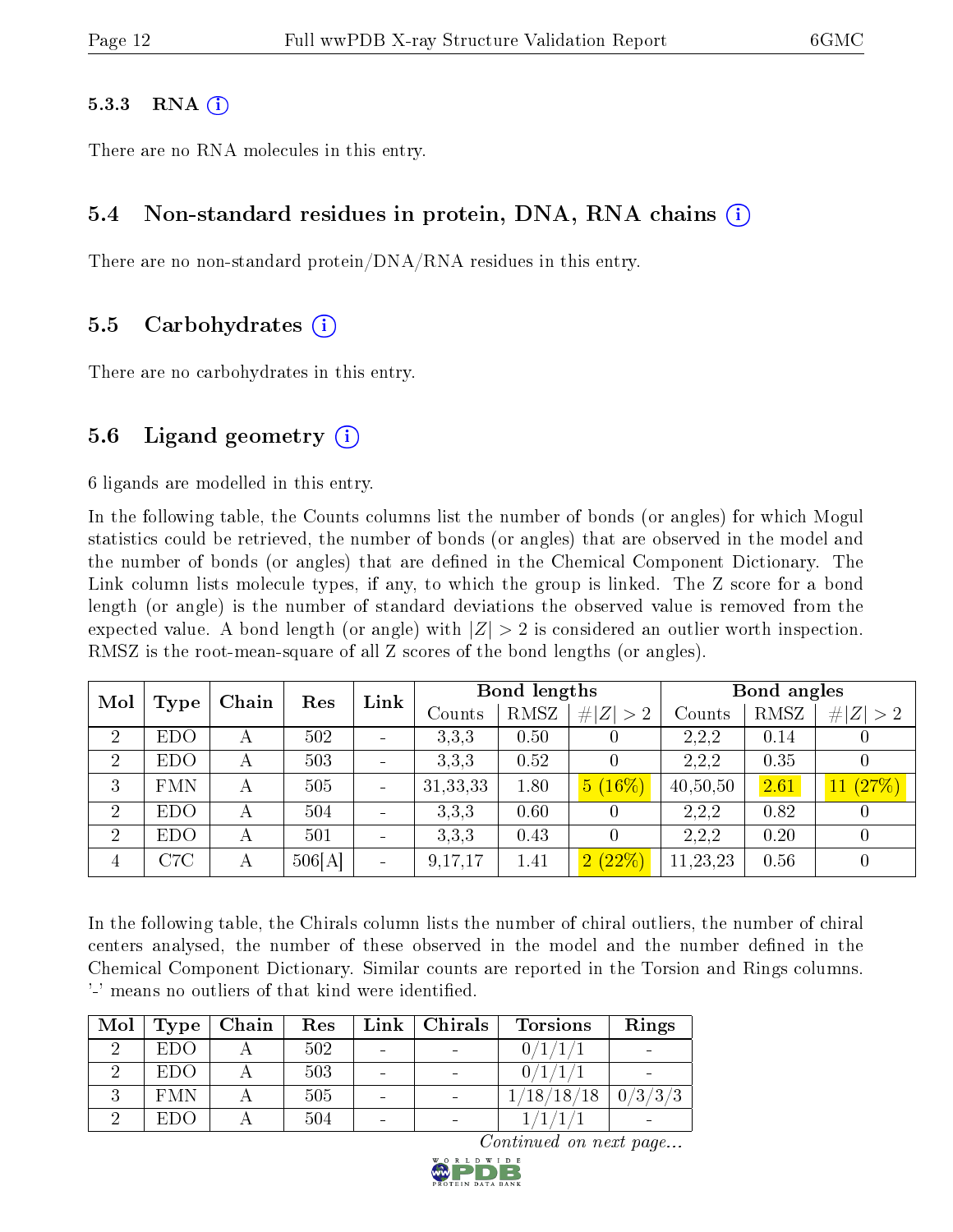### 5.3.3 RNA

There are no RNA molecules in this entry.

## 5.4 Non-standard residues in protein, DNA, RNA chains

There are no non-standard protein/DNA/RNA residues in this entry.

## 5.5 Carbohydrates

There are no carbohydrates in this entry.

## 5.6 Ligand geometry

6 ligands are modelled in this entry.

In the following table, the Counts columns list the number of bonds (or angles) for which Mogul statistics could be retrieved, the number of bonds (or angles) that are observed in the model and the number of bonds (or angles) that are defined in the Chemical Component Dictionary. The Link column lists molecule types, if any, to which the group is linked. The Z score for a bond length (or angle) is the number of standard deviations the observed value is removed from the expected value. A bond length (or angle) with $|Z| > 2$ is considered an outlier worth inspection. RMSZ is the root-mean-square of all Z scores of the bond lengths (or angles).

| Mol | Type | Chain | Res | Link | Bond lengths | | | Bond angles | | |
|---|---|---|---|---|---|---|---|---|---|---|
| | | | | | Counts | RMSZ | $\#\|Z\| > 2$ | Counts | RMSZ | $\#\|Z\| > 2$ |
| 2 | EDO | A | 502 | - | 3,3,3 | 0.50 | 0 | 2,2,2 | 0.14 | 0 |
| 2 | EDO | A | 503 | - | 3,3,3 | 0.52 | 0 | 2,2,2 | 0.35 | 0 |
| 3 | FMN | A | 505 | - | 31,33,33 | 1.80 | 5 (16%) | 40,50,50 | 2.61 | 11 (27%) |
| 2 | EDO | A | 504 | - | 3,3,3 | 0.60 | 0 | 2,2,2 | 0.82 | 0 |
| 2 | EDO | A | 501 | - | 3,3,3 | 0.43 | 0 | 2,2,2 | 0.20 | 0 |
| 4 | C7C | A | 506[A] | - | 9,17,17 | 1.41 | 2 (22%) | 11,23,23 | 0.56 | 0 |

In the following table, the Chirals column lists the number of chiral outliers, the number of chiral centers analysed, the number of these observed in the model and the number defined in the Chemical Component Dictionary. Similar counts are reported in the Torsion and Rings columns. '-' means no outliers of that kind were identified.

| Mol | Type | Chain | Res | Link | Chirals | Torsions | Rings |
|---|---|---|---|---|---|---|---|
| 2 | EDO | A | 502 | - | - | 0/1/1/1 | - |
| 2 | EDO | A | 503 | - | - | 0/1/1/1 | - |
| 3 | FMN | A | 505 | - | - | 1/18/18/18 | 0/3/3/3 |
| 2 | EDO | A | 504 | - | - | 1/1/1/1 | - |

*Continued on next page...*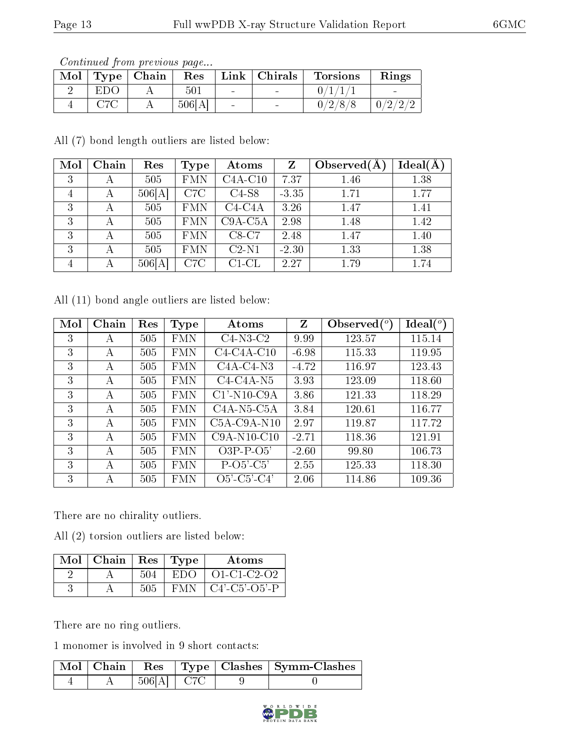*Continued from previous page...*

| Mol | Type | Chain | Res | Link | Chirals | Torsions | Rings |
|---|---|---|---|---|---|---|---|
| 2 | EDO | A | 501 | - | - | 0/1/1/1 | - |
| 4 | C7C | A | 506[A] | - | - | 0/2/8/8 | 0/2/2/2 |

All (7) bond length outliers are listed below:

| Mol | Chain | Res | Type | Atoms | Z | Observed(Å) | Ideal(Å) |
|---|---|---|---|---|---|---|---|
| 3 | A | 505 | FMN | C4A-C10 | 7.37 | 1.46 | 1.38 |
| 4 | A | 506[A] | C7C | C4-S8 | -3.35 | 1.71 | 1.77 |
| 3 | A | 505 | FMN | C4-C4A | 3.26 | 1.47 | 1.41 |
| 3 | A | 505 | FMN | C9A-C5A | 2.98 | 1.48 | 1.42 |
| 3 | A | 505 | FMN | C8-C7 | 2.48 | 1.47 | 1.40 |
| 3 | A | 505 | FMN | C2-N1 | -2.30 | 1.33 | 1.38 |
| 4 | A | 506[A] | C7C | C1-CL | 2.27 | 1.79 | 1.74 |

All (11) bond angle outliers are listed below:

| Mol | Chain | Res | Type | Atoms | Z | Observed(°) | Ideal(°) |
|---|---|---|---|---|---|---|---|
| 3 | A | 505 | FMN | C4-N3-C2 | 9.99 | 123.57 | 115.14 |
| 3 | A | 505 | FMN | C4-C4A-C10 | -6.98 | 115.33 | 119.95 |
| 3 | A | 505 | FMN | C4A-C4-N3 | -4.72 | 116.97 | 123.43 |
| 3 | A | 505 | FMN | C4-C4A-N5 | 3.93 | 123.09 | 118.60 |
| 3 | A | 505 | FMN | C1'-N10-C9A | 3.86 | 121.33 | 118.29 |
| 3 | A | 505 | FMN | C4A-N5-C5A | 3.84 | 120.61 | 116.77 |
| 3 | A | 505 | FMN | C5A-C9A-N10 | 2.97 | 119.87 | 117.72 |
| 3 | A | 505 | FMN | C9A-N10-C10 | -2.71 | 118.36 | 121.91 |
| 3 | A | 505 | FMN | O3P-P-O5' | -2.60 | 99.80 | 106.73 |
| 3 | A | 505 | FMN | P-O5'-C5' | 2.55 | 125.33 | 118.30 |
| 3 | A | 505 | FMN | O5'-C5'-C4' | 2.06 | 114.86 | 109.36 |

There are no chirality outliers.

All (2) torsion outliers are listed below:

| Mol | Chain | Res | Type | Atoms |
|---|---|---|---|---|
| 2 | A | 504 | EDO | O1-C1-C2-O2 |
| 3 | A | 505 | FMN | C4'-C5'-O5'-P |

There are no ring outliers.

1 monomer is involved in 9 short contacts:

| Mol | Chain | Res | Type | Clashes | Symm-Clashes |
|---|---|---|---|---|---|
| 4 | A | 506[A] | C7C | 9 | 0 |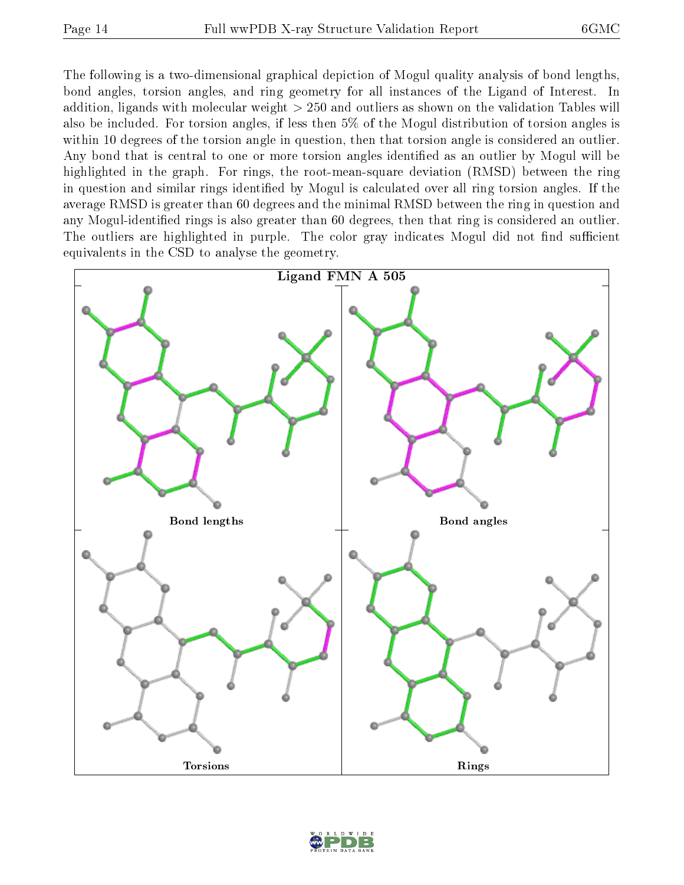The following is a two-dimensional graphical depiction of Mogul quality analysis of bond lengths, bond angles, torsion angles, and ring geometry for all instances of the Ligand of Interest. In addition, ligands with molecular weight > 250 and outliers as shown on the validation Tables will also be included. For torsion angles, if less then 5% of the Mogul distribution of torsion angles is within 10 degrees of the torsion angle in question, then that torsion angle is considered an outlier. Any bond that is central to one or more torsion angles identified as an outlier by Mogul will be highlighted in the graph. For rings, the root-mean-square deviation (RMSD) between the ring in question and similar rings identified by Mogul is calculated over all ring torsion angles. If the average RMSD is greater than 60 degrees and the minimal RMSD between the ring in question and any Mogul-identified rings is also greater than 60 degrees, then that ring is considered an outlier. The outliers are highlighted in purple. The color gray indicates Mogul did not find sufficient equivalents in the CSD to analyse the geometry.

**Ligand FMN A 505**

Bond lengths

Bond angles

Torsions

Rings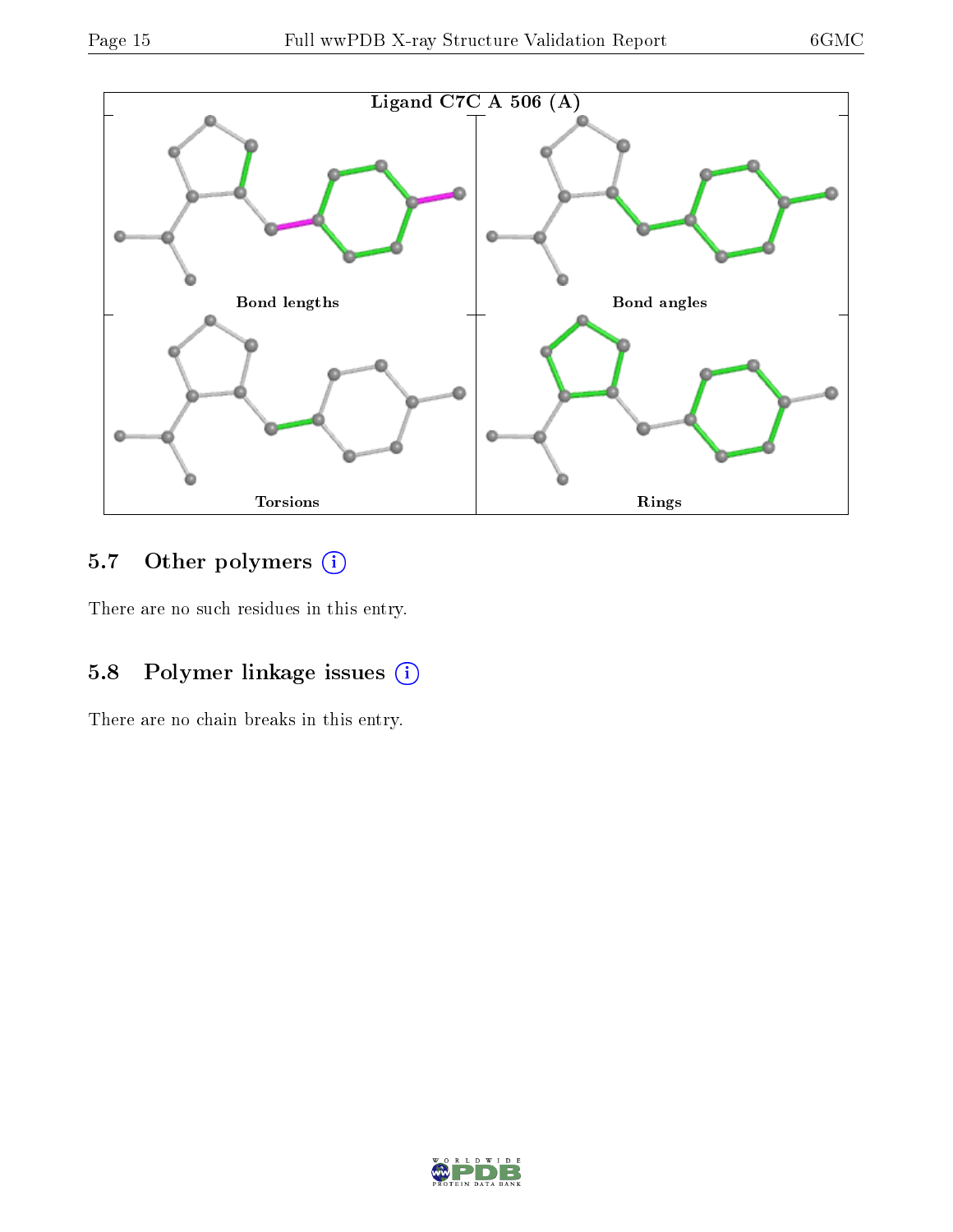Ligand C7C A 506 (A)

Bond lengths

Bond angles

Torsions

Rings

### 5.7 Other polymers

There are no such residues in this entry.

### 5.8 Polymer linkage issues

There are no chain breaks in this entry.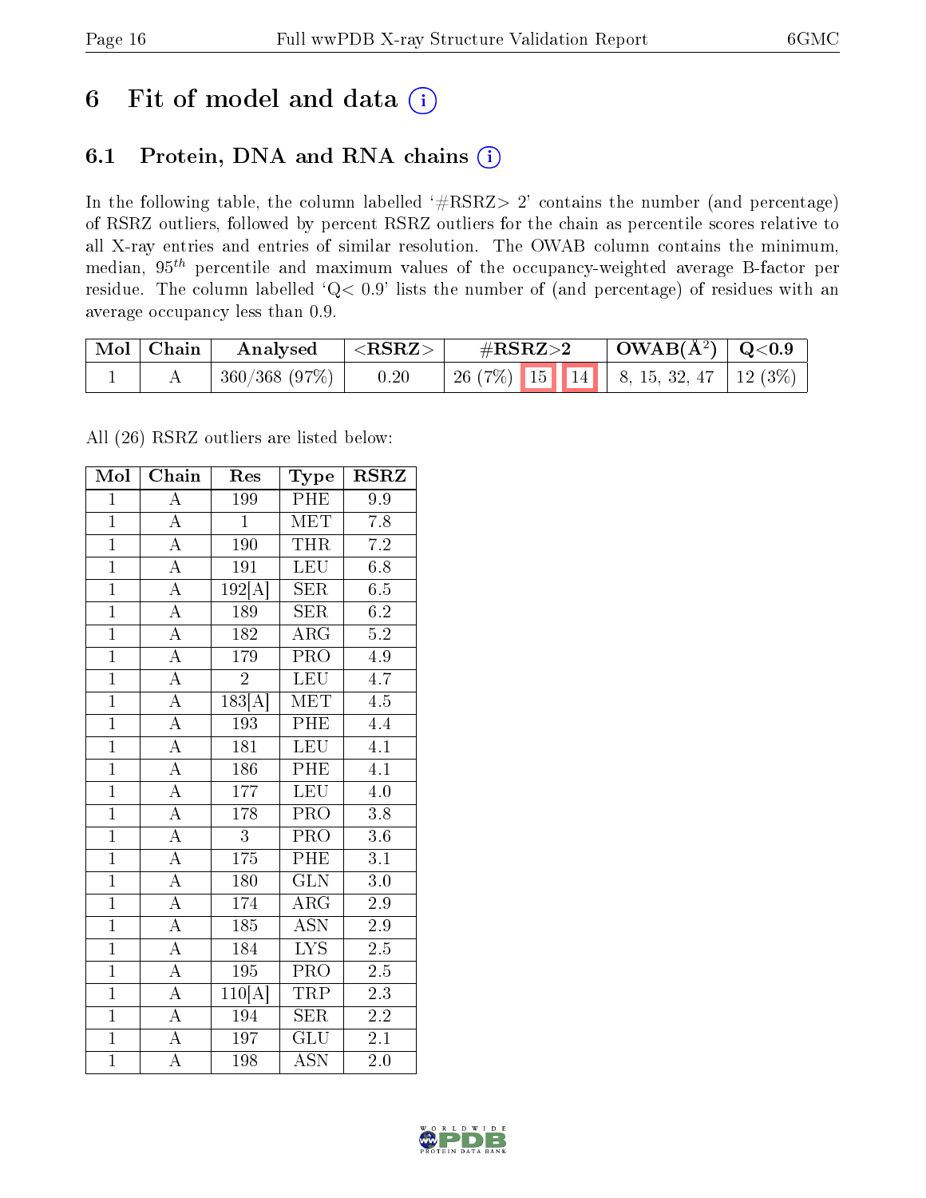# 6 Fit of model and data

## 6.1 Protein, DNA and RNA chains

In the following table, the column labelled '#RSRZ> 2' contains the number (and percentage) of RSRZ outliers, followed by percent RSRZ outliers for the chain as percentile scores relative to all X-ray entries and entries of similar resolution. The OWAB column contains the minimum, median, $95^{th}$ percentile and maximum values of the occupancy-weighted average B-factor per residue. The column labelled 'Q< 0.9' lists the number of (and percentage) of residues with an average occupancy less than 0.9.

| Mol | Chain | Analysed | <RSRZ> | #RSRZ>2 | | | OWAB(Å$^2$) | Q<0.9 |
|---|---|---|---|---|---|---|---|---|
| 1 | A | 360/368 (97%) | 0.20 | 26 (7%) | 15 | 14 | 8, 15, 32, 47 | 12 (3%) |

All (26) RSRZ outliers are listed below:

| Mol | Chain | Res | Type | RSRZ |
|---|---|---|---|---|
| 1 | A | 199 | PHE | 9.9 |
| 1 | A | 1 | MET | 7.8 |
| 1 | A | 190 | THR | 7.2 |
| 1 | A | 191 | LEU | 6.8 |
| 1 | A | 192[A] | SER | 6.5 |
| 1 | A | 189 | SER | 6.2 |
| 1 | A | 182 | ARG | 5.2 |
| 1 | A | 179 | PRO | 4.9 |
| 1 | A | 2 | LEU | 4.7 |
| 1 | A | 183[A] | MET | 4.5 |
| 1 | A | 193 | PHE | 4.4 |
| 1 | A | 181 | LEU | 4.1 |
| 1 | A | 186 | PHE | 4.1 |
| 1 | A | 177 | LEU | 4.0 |
| 1 | A | 178 | PRO | 3.8 |
| 1 | A | 3 | PRO | 3.6 |
| 1 | A | 175 | PHE | 3.1 |
| 1 | A | 180 | GLN | 3.0 |
| 1 | A | 174 | ARG | 2.9 |
| 1 | A | 185 | ASN | 2.9 |
| 1 | A | 184 | LYS | 2.5 |
| 1 | A | 195 | PRO | 2.5 |
| 1 | A | 110[A] | TRP | 2.3 |
| 1 | A | 194 | SER | 2.2 |
| 1 | A | 197 | GLU | 2.1 |
| 1 | A | 198 | ASN | 2.0 |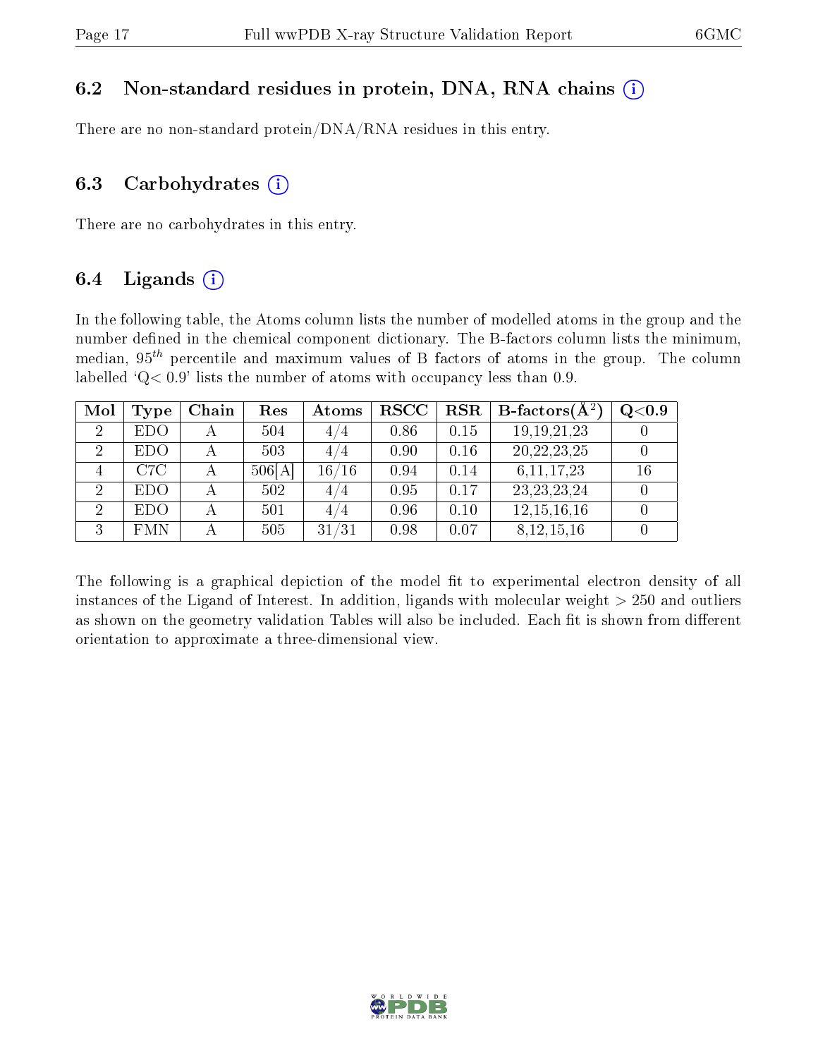### 6.2 Non-standard residues in protein, DNA, RNA chains (i)

There are no non-standard protein/DNA/RNA residues in this entry.

### 6.3 Carbohydrates (i)

There are no carbohydrates in this entry.

### 6.4 Ligands (i)

In the following table, the Atoms column lists the number of modelled atoms in the group and the number defined in the chemical component dictionary. The B-factors column lists the minimum, median, $95^{th}$ percentile and maximum values of B factors of atoms in the group. The column labelled 'Q< 0.9' lists the number of atoms with occupancy less than 0.9.

| Mol | Type | Chain | Res | Atoms | RSCC | RSR | B-factors($Å^2$) | Q<0.9 |
|---|---|---|---|---|---|---|---|---|
| 2 | EDO | A | 504 | 4/4 | 0.86 | 0.15 | 19,19,21,23 | 0 |
| 2 | EDO | A | 503 | 4/4 | 0.90 | 0.16 | 20,22,23,25 | 0 |
| 4 | C7C | A | 506[A] | 16/16 | 0.94 | 0.14 | 6,11,17,23 | 16 |
| 2 | EDO | A | 502 | 4/4 | 0.95 | 0.17 | 23,23,23,24 | 0 |
| 2 | EDO | A | 501 | 4/4 | 0.96 | 0.10 | 12,15,16,16 | 0 |
| 3 | FMN | A | 505 | 31/31 | 0.98 | 0.07 | 8,12,15,16 | 0 |

The following is a graphical depiction of the model fit to experimental electron density of all instances of the Ligand of Interest. In addition, ligands with molecular weight > 250 and outliers as shown on the geometry validation Tables will also be included. Each fit is shown from different orientation to approximate a three-dimensional view.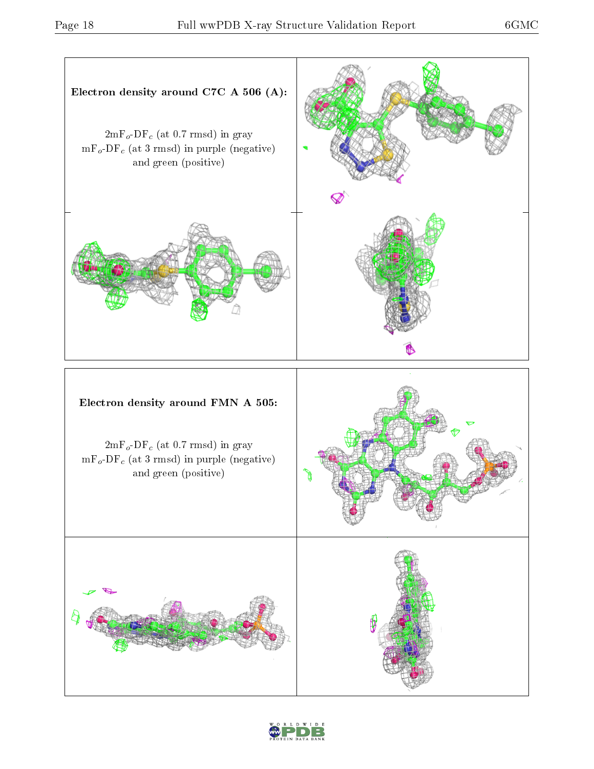**Electron density around C7C A 506 (A):**

$2mF_o$-$DF_c$ (at 0.7 rmsd) in gray
$mF_o$-$DF_c$ (at 3 rmsd) in purple (negative)
and green (positive)

**Electron density around FMN A 505:**

$2mF_o$-$DF_c$ (at 0.7 rmsd) in gray
$mF_o$-$DF_c$ (at 3 rmsd) in purple (negative)
and green (positive)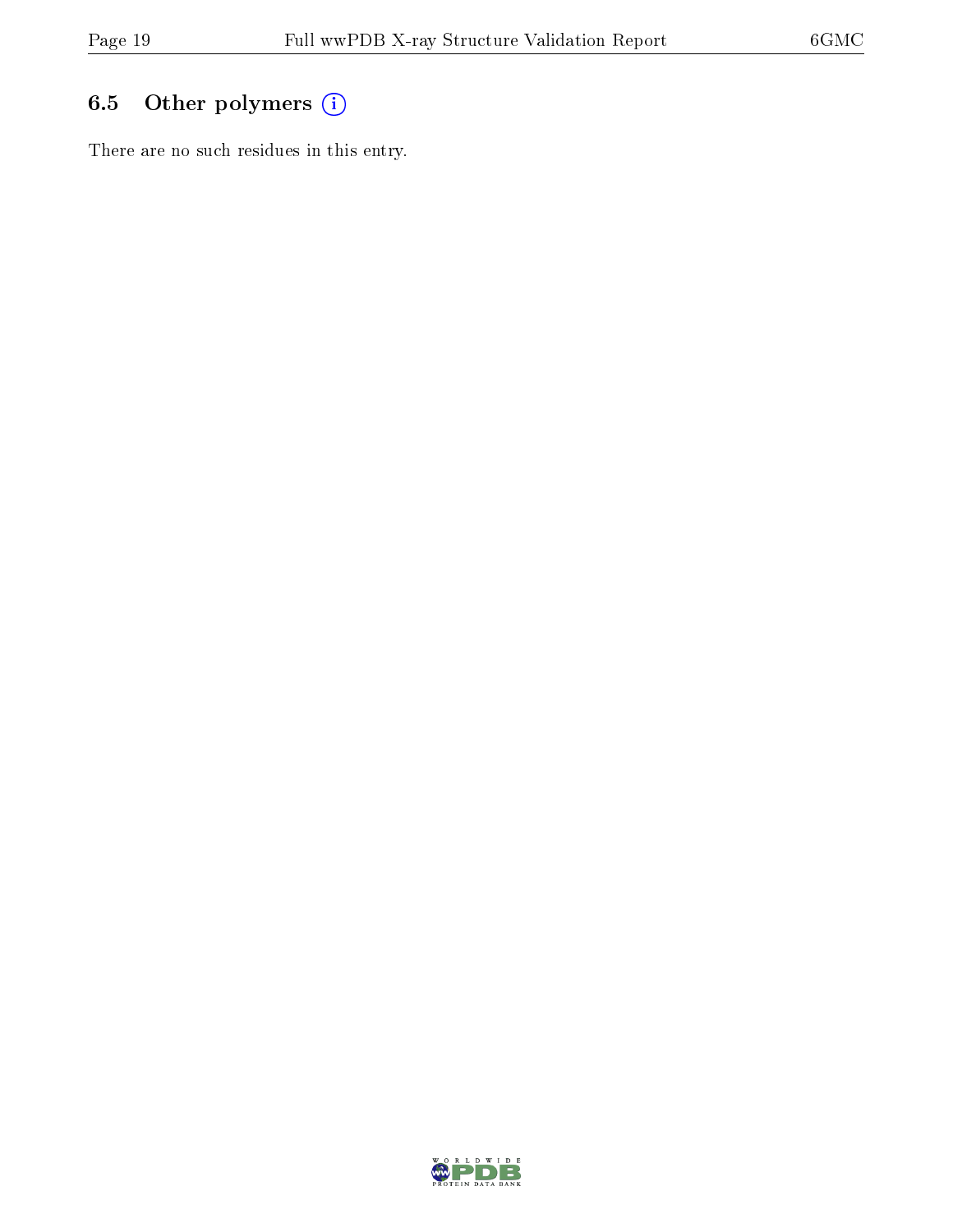### 6.5 Other polymers

There are no such residues in this entry.